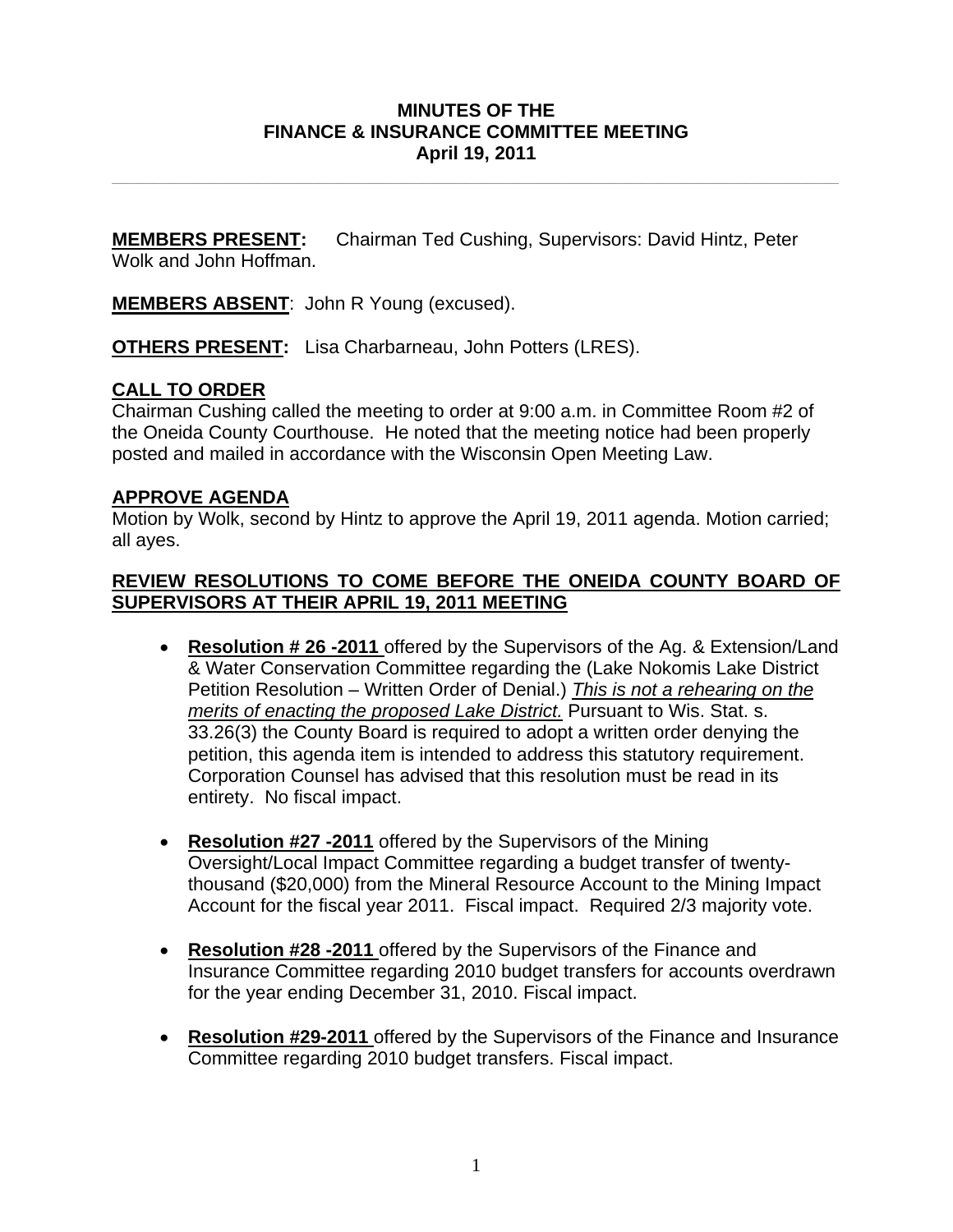# MINUTES OF THE FINANCE & INSURANCE COMMITTEE MEETING
## April 19, 2011

**MEMBERS PRESENT:** Chairman Ted Cushing, Supervisors: David Hintz, Peter Wolk and John Hoffman.

**MEMBERS ABSENT**: John R Young (excused).

**OTHERS PRESENT:** Lisa Charbarneau, John Potters (LRES).

**CALL TO ORDER**

Chairman Cushing called the meeting to order at 9:00 a.m. in Committee Room #2 of the Oneida County Courthouse. He noted that the meeting notice had been properly posted and mailed in accordance with the Wisconsin Open Meeting Law.

**APPROVE AGENDA**

Motion by Wolk, second by Hintz to approve the April 19, 2011 agenda. Motion carried; all ayes.

**REVIEW RESOLUTIONS TO COME BEFORE THE ONEIDA COUNTY BOARD OF SUPERVISORS AT THEIR APRIL 19, 2011 MEETING**

- **Resolution # 26 -2011** offered by the Supervisors of the Ag. & Extension/Land & Water Conservation Committee regarding the (Lake Nokomis Lake District Petition Resolution – Written Order of Denial.) *This is not a rehearing on the merits of enacting the proposed Lake District.* Pursuant to Wis. Stat. s. 33.26(3) the County Board is required to adopt a written order denying the petition, this agenda item is intended to address this statutory requirement. Corporation Counsel has advised that this resolution must be read in its entirety. No fiscal impact.

- **Resolution #27 -2011** offered by the Supervisors of the Mining Oversight/Local Impact Committee regarding a budget transfer of twenty-thousand ($20,000) from the Mineral Resource Account to the Mining Impact Account for the fiscal year 2011. Fiscal impact. Required 2/3 majority vote.

- **Resolution #28 -2011** offered by the Supervisors of the Finance and Insurance Committee regarding 2010 budget transfers for accounts overdrawn for the year ending December 31, 2010. Fiscal impact.

- **Resolution #29-2011** offered by the Supervisors of the Finance and Insurance Committee regarding 2010 budget transfers. Fiscal impact.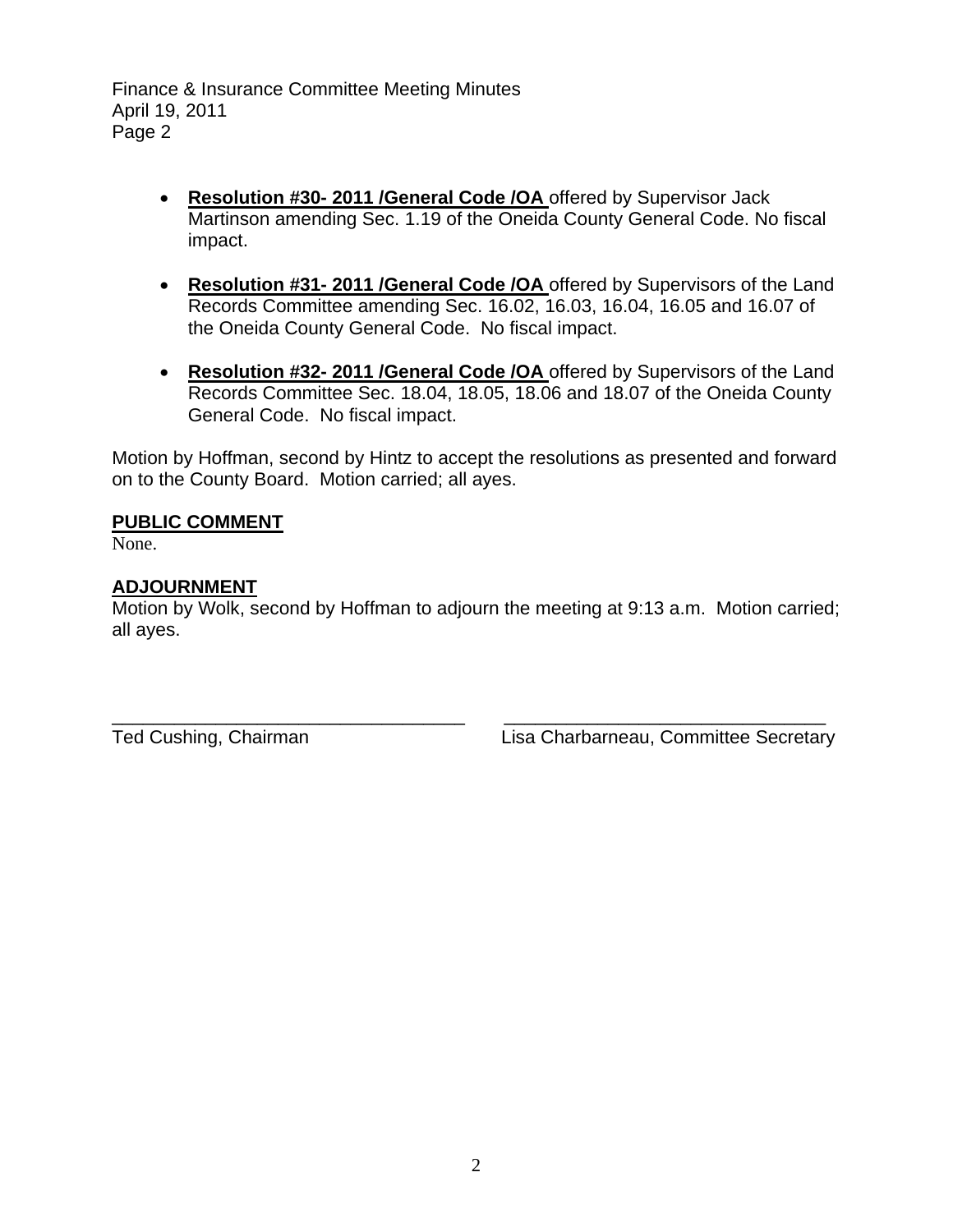- **Resolution #30- 2011 /General Code /OA** offered by Supervisor Jack Martinson amending Sec. 1.19 of the Oneida County General Code. No fiscal impact.

- **Resolution #31- 2011 /General Code /OA** offered by Supervisors of the Land Records Committee amending Sec. 16.02, 16.03, 16.04, 16.05 and 16.07 of the Oneida County General Code. No fiscal impact.

- **Resolution #32- 2011 /General Code /OA** offered by Supervisors of the Land Records Committee Sec. 18.04, 18.05, 18.06 and 18.07 of the Oneida County General Code. No fiscal impact.

Motion by Hoffman, second by Hintz to accept the resolutions as presented and forward on to the County Board. Motion carried; all ayes.

**PUBLIC COMMENT**

None.

**ADJOURNMENT**

Motion by Wolk, second by Hoffman to adjourn the meeting at 9:13 a.m. Motion carried; all ayes.

\_\_\_\_\_\_\_\_\_\_\_\_\_\_\_\_\_\_\_\_\_\_\_\_\_\_\_\_\_\_\_\_\_\_\_ \_\_\_\_\_\_\_\_\_\_\_\_\_\_\_\_\_\_\_\_\_\_\_\_\_\_\_\_\_\_\_\_

Ted Cushing, Chairman Lisa Charbarneau, Committee Secretary